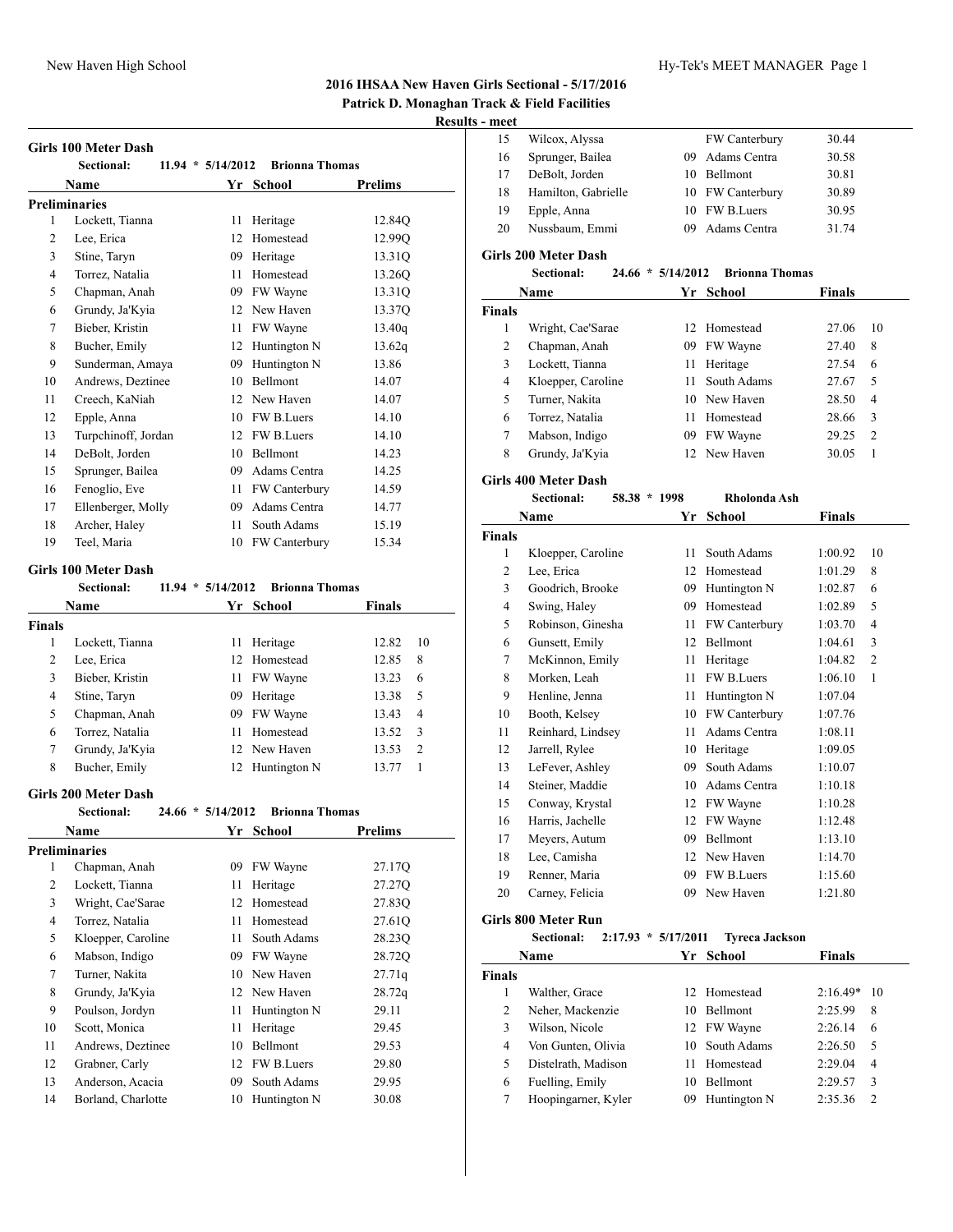# 2016 IHSAA New Haven Girls Sectional - 5/17/2016

**Patrick D. Monaghan Track & Field Facilities**

**Results - meet**

## Girls 100 Meter Dash

**Sectional:** 11.94 * 5/14/2012 **Brionna Thomas**

**Preliminaries**

| | Name | Yr | School | Prelims |
|---|---|---|---|---|
| 1 | Lockett, Tianna | 11 | Heritage | 12.84Q |
| 2 | Lee, Erica | 12 | Homestead | 12.99Q |
| 3 | Stine, Taryn | 09 | Heritage | 13.31Q |
| 4 | Torrez, Natalia | 11 | Homestead | 13.26Q |
| 5 | Chapman, Anah | 09 | FW Wayne | 13.31Q |
| 6 | Grundy, Ja'Kyia | 12 | New Haven | 13.37Q |
| 7 | Bieber, Kristin | 11 | FW Wayne | 13.40q |
| 8 | Bucher, Emily | 12 | Huntington N | 13.62q |
| 9 | Sunderman, Amaya | 09 | Huntington N | 13.86 |
| 10 | Andrews, Deztinee | 10 | Bellmont | 14.07 |
| 11 | Creech, KaNiah | 12 | New Haven | 14.07 |
| 12 | Epple, Anna | 10 | FW B.Luers | 14.10 |
| 13 | Turpchinoff, Jordan | 12 | FW B.Luers | 14.10 |
| 14 | DeBolt, Jorden | 10 | Bellmont | 14.23 |
| 15 | Sprunger, Bailea | 09 | Adams Centra | 14.25 |
| 16 | Fenoglio, Eve | 11 | FW Canterbury | 14.59 |
| 17 | Ellenberger, Molly | 09 | Adams Centra | 14.77 |
| 18 | Archer, Haley | 11 | South Adams | 15.19 |
| 19 | Teel, Maria | 10 | FW Canterbury | 15.34 |

## Girls 100 Meter Dash

**Sectional:** 11.94 * 5/14/2012 **Brionna Thomas**

**Finals**

| | Name | Yr | School | Finals | |
|---|---|---|---|---|---|
| 1 | Lockett, Tianna | 11 | Heritage | 12.82 | 10 |
| 2 | Lee, Erica | 12 | Homestead | 12.85 | 8 |
| 3 | Bieber, Kristin | 11 | FW Wayne | 13.23 | 6 |
| 4 | Stine, Taryn | 09 | Heritage | 13.38 | 5 |
| 5 | Chapman, Anah | 09 | FW Wayne | 13.43 | 4 |
| 6 | Torrez, Natalia | 11 | Homestead | 13.52 | 3 |
| 7 | Grundy, Ja'Kyia | 12 | New Haven | 13.53 | 2 |
| 8 | Bucher, Emily | 12 | Huntington N | 13.77 | 1 |

## Girls 200 Meter Dash

**Sectional:** 24.66 * 5/14/2012 **Brionna Thomas**

**Preliminaries**

| | Name | Yr | School | Prelims |
|---|---|---|---|---|
| 1 | Chapman, Anah | 09 | FW Wayne | 27.17Q |
| 2 | Lockett, Tianna | 11 | Heritage | 27.27Q |
| 3 | Wright, Cae'Sarae | 12 | Homestead | 27.83Q |
| 4 | Torrez, Natalia | 11 | Homestead | 27.61Q |
| 5 | Kloepper, Caroline | 11 | South Adams | 28.23Q |
| 6 | Mabson, Indigo | 09 | FW Wayne | 28.72Q |
| 7 | Turner, Nakita | 10 | New Haven | 27.71q |
| 8 | Grundy, Ja'Kyia | 12 | New Haven | 28.72q |
| 9 | Poulson, Jordyn | 11 | Huntington N | 29.11 |
| 10 | Scott, Monica | 11 | Heritage | 29.45 |
| 11 | Andrews, Deztinee | 10 | Bellmont | 29.53 |
| 12 | Grabner, Carly | 12 | FW B.Luers | 29.80 |
| 13 | Anderson, Acacia | 09 | South Adams | 29.95 |
| 14 | Borland, Charlotte | 10 | Huntington N | 30.08 |
| 15 | Wilcox, Alyssa | | FW Canterbury | 30.44 |
| 16 | Sprunger, Bailea | 09 | Adams Centra | 30.58 |
| 17 | DeBolt, Jorden | 10 | Bellmont | 30.81 |
| 18 | Hamilton, Gabrielle | 10 | FW Canterbury | 30.89 |
| 19 | Epple, Anna | 10 | FW B.Luers | 30.95 |
| 20 | Nussbaum, Emmi | 09 | Adams Centra | 31.74 |

## Girls 200 Meter Dash

**Sectional:** 24.66 * 5/14/2012 **Brionna Thomas**

**Finals**

| | Name | Yr | School | Finals | |
|---|---|---|---|---|---|
| 1 | Wright, Cae'Sarae | 12 | Homestead | 27.06 | 10 |
| 2 | Chapman, Anah | 09 | FW Wayne | 27.40 | 8 |
| 3 | Lockett, Tianna | 11 | Heritage | 27.54 | 6 |
| 4 | Kloepper, Caroline | 11 | South Adams | 27.67 | 5 |
| 5 | Turner, Nakita | 10 | New Haven | 28.50 | 4 |
| 6 | Torrez, Natalia | 11 | Homestead | 28.66 | 3 |
| 7 | Mabson, Indigo | 09 | FW Wayne | 29.25 | 2 |
| 8 | Grundy, Ja'Kyia | 12 | New Haven | 30.05 | 1 |

## Girls 400 Meter Dash

**Sectional:** 58.38 * 1998 **Rholonda Ash**

**Finals**

| | Name | Yr | School | Finals | |
|---|---|---|---|---|---|
| 1 | Kloepper, Caroline | 11 | South Adams | 1:00.92 | 10 |
| 2 | Lee, Erica | 12 | Homestead | 1:01.29 | 8 |
| 3 | Goodrich, Brooke | 09 | Huntington N | 1:02.87 | 6 |
| 4 | Swing, Haley | 09 | Homestead | 1:02.89 | 5 |
| 5 | Robinson, Ginesha | 11 | FW Canterbury | 1:03.70 | 4 |
| 6 | Gunsett, Emily | 12 | Bellmont | 1:04.61 | 3 |
| 7 | McKinnon, Emily | 11 | Heritage | 1:04.82 | 2 |
| 8 | Morken, Leah | 11 | FW B.Luers | 1:06.10 | 1 |
| 9 | Henline, Jenna | 11 | Huntington N | 1:07.04 | |
| 10 | Booth, Kelsey | 10 | FW Canterbury | 1:07.76 | |
| 11 | Reinhard, Lindsey | 11 | Adams Centra | 1:08.11 | |
| 12 | Jarrell, Rylee | 10 | Heritage | 1:09.05 | |
| 13 | LeFever, Ashley | 09 | South Adams | 1:10.07 | |
| 14 | Steiner, Maddie | 10 | Adams Centra | 1:10.18 | |
| 15 | Conway, Krystal | 12 | FW Wayne | 1:10.28 | |
| 16 | Harris, Jachelle | 12 | FW Wayne | 1:12.48 | |
| 17 | Meyers, Autum | 09 | Bellmont | 1:13.10 | |
| 18 | Lee, Camisha | 12 | New Haven | 1:14.70 | |
| 19 | Renner, Maria | 09 | FW B.Luers | 1:15.60 | |
| 20 | Carney, Felicia | 09 | New Haven | 1:21.80 | |

## Girls 800 Meter Run

**Sectional:** 2:17.93 * 5/17/2011 **Tyreca Jackson**

**Finals**

| | Name | Yr | School | Finals | |
|---|---|---|---|---|---|
| 1 | Walther, Grace | 12 | Homestead | 2:16.49* | 10 |
| 2 | Neher, Mackenzie | 10 | Bellmont | 2:25.99 | 8 |
| 3 | Wilson, Nicole | 12 | FW Wayne | 2:26.14 | 6 |
| 4 | Von Gunten, Olivia | 10 | South Adams | 2:26.50 | 5 |
| 5 | Distelrath, Madison | 11 | Homestead | 2:29.04 | 4 |
| 6 | Fuelling, Emily | 10 | Bellmont | 2:29.57 | 3 |
| 7 | Hoopingarner, Kyler | 09 | Huntington N | 2:35.36 | 2 |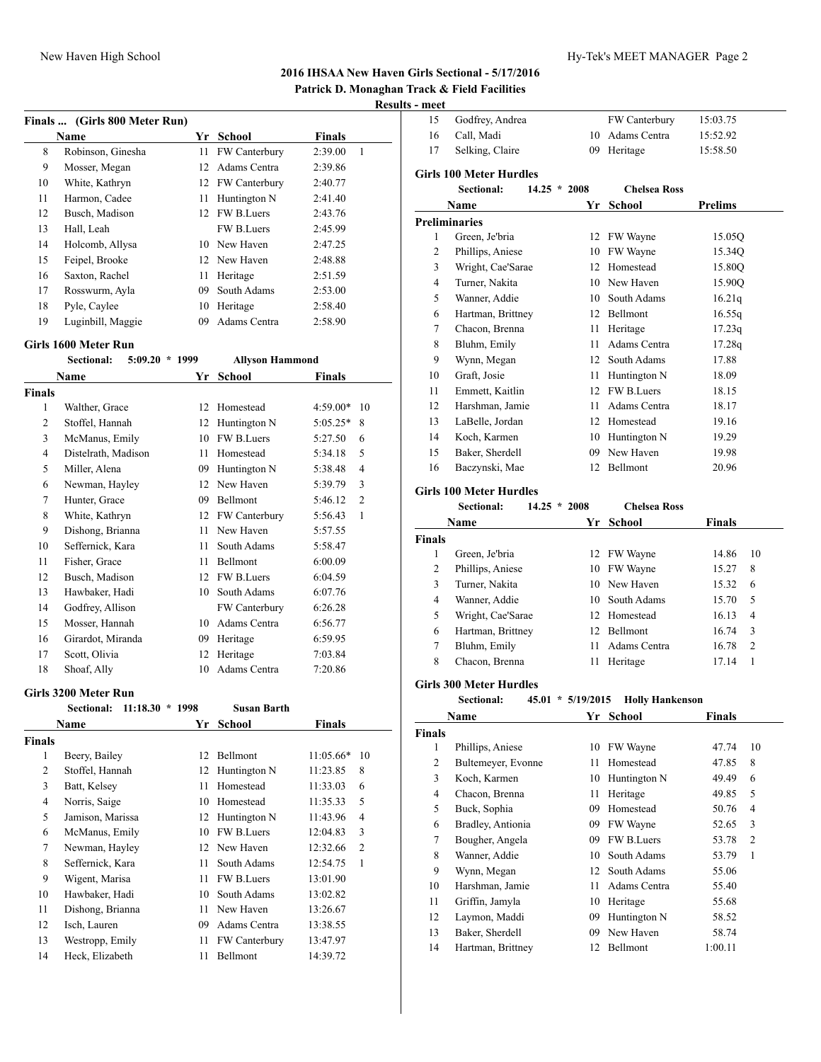## 2016 IHSAA New Haven Girls Sectional - 5/17/2016

**Patrick D. Monaghan Track & Field Facilities**

**Results - meet**

### Finals ... (Girls 800 Meter Run)

| | Name | Yr | School | Finals | |
|---|---|---|---|---|---|
| 8 | Robinson, Ginesha | 11 | FW Canterbury | 2:39.00 | 1 |
| 9 | Mosser, Megan | 12 | Adams Centra | 2:39.86 | |
| 10 | White, Kathryn | 12 | FW Canterbury | 2:40.77 | |
| 11 | Harmon, Cadee | 11 | Huntington N | 2:41.40 | |
| 12 | Busch, Madison | 12 | FW B.Luers | 2:43.76 | |
| 13 | Hall, Leah | | FW B.Luers | 2:45.99 | |
| 14 | Holcomb, Allysa | 10 | New Haven | 2:47.25 | |
| 15 | Feipel, Brooke | 12 | New Haven | 2:48.88 | |
| 16 | Saxton, Rachel | 11 | Heritage | 2:51.59 | |
| 17 | Rosswurm, Ayla | 09 | South Adams | 2:53.00 | |
| 18 | Pyle, Caylee | 10 | Heritage | 2:58.40 | |
| 19 | Luginbill, Maggie | 09 | Adams Centra | 2:58.90 | |

### Girls 1600 Meter Run

Sectional: 5:09.20 * 1999 Allyson Hammond

| | Name | Yr | School | Finals | |
|---|---|---|---|---|---|
| **Finals** | | | | | |
| 1 | Walther, Grace | 12 | Homestead | 4:59.00* | 10 |
| 2 | Stoffel, Hannah | 12 | Huntington N | 5:05.25* | 8 |
| 3 | McManus, Emily | 10 | FW B.Luers | 5:27.50 | 6 |
| 4 | Distelrath, Madison | 11 | Homestead | 5:34.18 | 5 |
| 5 | Miller, Alena | 09 | Huntington N | 5:38.48 | 4 |
| 6 | Newman, Hayley | 12 | New Haven | 5:39.79 | 3 |
| 7 | Hunter, Grace | 09 | Bellmont | 5:46.12 | 2 |
| 8 | White, Kathryn | 12 | FW Canterbury | 5:56.43 | 1 |
| 9 | Dishong, Brianna | 11 | New Haven | 5:57.55 | |
| 10 | Seffernick, Kara | 11 | South Adams | 5:58.47 | |
| 11 | Fisher, Grace | 11 | Bellmont | 6:00.09 | |
| 12 | Busch, Madison | 12 | FW B.Luers | 6:04.59 | |
| 13 | Hawbaker, Hadi | 10 | South Adams | 6:07.76 | |
| 14 | Godfrey, Allison | | FW Canterbury | 6:26.28 | |
| 15 | Mosser, Hannah | 10 | Adams Centra | 6:56.77 | |
| 16 | Girardot, Miranda | 09 | Heritage | 6:59.95 | |
| 17 | Scott, Olivia | 12 | Heritage | 7:03.84 | |
| 18 | Shoaf, Ally | 10 | Adams Centra | 7:20.86 | |

### Girls 3200 Meter Run

Sectional: 11:18.30 * 1998 Susan Barth

| | Name | Yr | School | Finals | |
|---|---|---|---|---|---|
| **Finals** | | | | | |
| 1 | Beery, Bailey | 12 | Bellmont | 11:05.66* | 10 |
| 2 | Stoffel, Hannah | 12 | Huntington N | 11:23.85 | 8 |
| 3 | Batt, Kelsey | 11 | Homestead | 11:33.03 | 6 |
| 4 | Norris, Saige | 10 | Homestead | 11:35.33 | 5 |
| 5 | Jamison, Marissa | 12 | Huntington N | 11:43.96 | 4 |
| 6 | McManus, Emily | 10 | FW B.Luers | 12:04.83 | 3 |
| 7 | Newman, Hayley | 12 | New Haven | 12:32.66 | 2 |
| 8 | Seffernick, Kara | 11 | South Adams | 12:54.75 | 1 |
| 9 | Wigent, Marisa | 11 | FW B.Luers | 13:01.90 | |
| 10 | Hawbaker, Hadi | 10 | South Adams | 13:02.82 | |
| 11 | Dishong, Brianna | 11 | New Haven | 13:26.67 | |
| 12 | Isch, Lauren | 09 | Adams Centra | 13:38.55 | |
| 13 | Westropp, Emily | 11 | FW Canterbury | 13:47.97 | |
| 14 | Heck, Elizabeth | 11 | Bellmont | 14:39.72 | |
| 15 | Godfrey, Andrea | | FW Canterbury | 15:03.75 | |
| 16 | Call, Madi | 10 | Adams Centra | 15:52.92 | |
| 17 | Selking, Claire | 09 | Heritage | 15:58.50 | |

### Girls 100 Meter Hurdles

Sectional: 14.25 * 2008 Chelsea Ross

| | Name | Yr | School | Prelims |
|---|---|---|---|---|
| **Preliminaries** | | | | |
| 1 | Green, Je'bria | 12 | FW Wayne | 15.05Q |
| 2 | Phillips, Aniese | 10 | FW Wayne | 15.34Q |
| 3 | Wright, Cae'Sarae | 12 | Homestead | 15.80Q |
| 4 | Turner, Nakita | 10 | New Haven | 15.90Q |
| 5 | Wanner, Addie | 10 | South Adams | 16.21q |
| 6 | Hartman, Brittney | 12 | Bellmont | 16.55q |
| 7 | Chacon, Brenna | 11 | Heritage | 17.23q |
| 8 | Bluhm, Emily | 11 | Adams Centra | 17.28q |
| 9 | Wynn, Megan | 12 | South Adams | 17.88 |
| 10 | Graft, Josie | 11 | Huntington N | 18.09 |
| 11 | Emmett, Kaitlin | 12 | FW B.Luers | 18.15 |
| 12 | Harshman, Jamie | 11 | Adams Centra | 18.17 |
| 13 | LaBelle, Jordan | 12 | Homestead | 19.16 |
| 14 | Koch, Karmen | 10 | Huntington N | 19.29 |
| 15 | Baker, Sherdell | 09 | New Haven | 19.98 |
| 16 | Baczynski, Mae | 12 | Bellmont | 20.96 |

### Girls 100 Meter Hurdles

Sectional: 14.25 * 2008 Chelsea Ross

| | Name | Yr | School | Finals | |
|---|---|---|---|---|---|
| **Finals** | | | | | |
| 1 | Green, Je'bria | 12 | FW Wayne | 14.86 | 10 |
| 2 | Phillips, Aniese | 10 | FW Wayne | 15.27 | 8 |
| 3 | Turner, Nakita | 10 | New Haven | 15.32 | 6 |
| 4 | Wanner, Addie | 10 | South Adams | 15.70 | 5 |
| 5 | Wright, Cae'Sarae | 12 | Homestead | 16.13 | 4 |
| 6 | Hartman, Brittney | 12 | Bellmont | 16.74 | 3 |
| 7 | Bluhm, Emily | 11 | Adams Centra | 16.78 | 2 |
| 8 | Chacon, Brenna | 11 | Heritage | 17.14 | 1 |

### Girls 300 Meter Hurdles

Sectional: 45.01 * 5/19/2015 Holly Hankenson

| | Name | Yr | School | Finals | |
|---|---|---|---|---|---|
| **Finals** | | | | | |
| 1 | Phillips, Aniese | 10 | FW Wayne | 47.74 | 10 |
| 2 | Bultemeyer, Evonne | 11 | Homestead | 47.85 | 8 |
| 3 | Koch, Karmen | 10 | Huntington N | 49.49 | 6 |
| 4 | Chacon, Brenna | 11 | Heritage | 49.85 | 5 |
| 5 | Buck, Sophia | 09 | Homestead | 50.76 | 4 |
| 6 | Bradley, Antionia | 09 | FW Wayne | 52.65 | 3 |
| 7 | Bougher, Angela | 09 | FW B.Luers | 53.78 | 2 |
| 8 | Wanner, Addie | 10 | South Adams | 53.79 | 1 |
| 9 | Wynn, Megan | 12 | South Adams | 55.06 | |
| 10 | Harshman, Jamie | 11 | Adams Centra | 55.40 | |
| 11 | Griffin, Jamyla | 10 | Heritage | 55.68 | |
| 12 | Laymon, Maddi | 09 | Huntington N | 58.52 | |
| 13 | Baker, Sherdell | 09 | New Haven | 58.74 | |
| 14 | Hartman, Brittney | 12 | Bellmont | 1:00.11 | |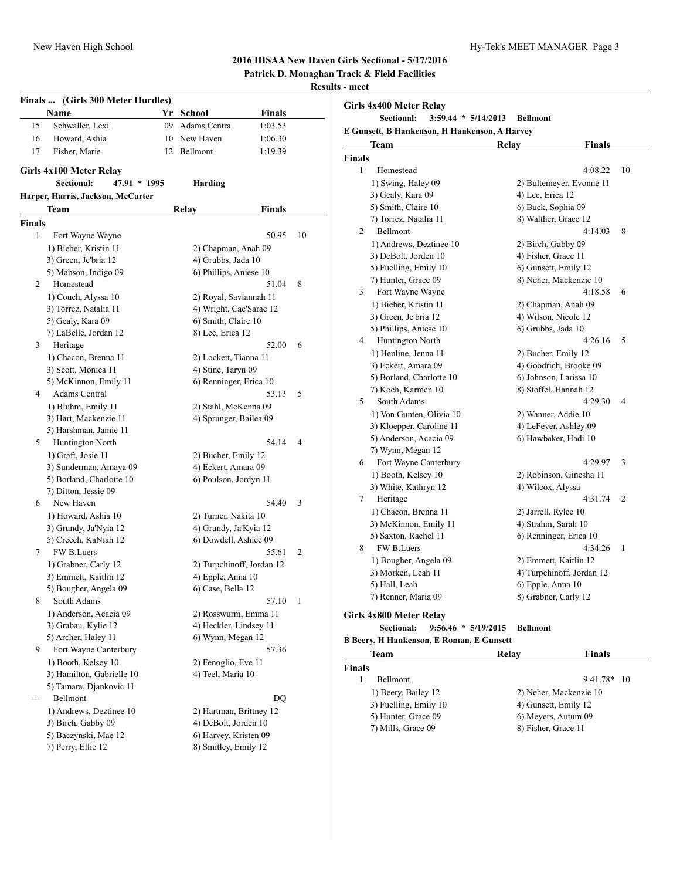## 2016 IHSAA New Haven Girls Sectional - 5/17/2016

### Patrick D. Monaghan Track & Field Facilities

### Results - meet

**Finals ... (Girls 300 Meter Hurdles)**

| | Name | Yr | School | Finals |
|---|---|---|---|---|
| 15 | Schwaller, Lexi | 09 | Adams Centra | 1:03.53 |
| 16 | Howard, Ashia | 10 | New Haven | 1:06.30 |
| 17 | Fisher, Marie | 12 | Bellmont | 1:19.39 |

**Girls 4x100 Meter Relay**

Sectional: 47.91 * 1995 Harding

Harper, Harris, Jackson, McCarter

| | Team | Relay | Finals | |
|---|---|---|---|---|
| **Finals** | | | | |
| 1 | Fort Wayne Wayne | | 50.95 | 10 |
| | 1) Bieber, Kristin 11 | 2) Chapman, Anah 09 | | |
| | 3) Green, Je'bria 12 | 4) Grubbs, Jada 10 | | |
| | 5) Mabson, Indigo 09 | 6) Phillips, Aniese 10 | | |
| 2 | Homestead | | 51.04 | 8 |
| | 1) Couch, Alyssa 10 | 2) Royal, Saviannah 11 | | |
| | 3) Torrez, Natalia 11 | 4) Wright, Cae'Sarae 12 | | |
| | 5) Gealy, Kara 09 | 6) Smith, Claire 10 | | |
| | 7) LaBelle, Jordan 12 | 8) Lee, Erica 12 | | |
| 3 | Heritage | | 52.00 | 6 |
| | 1) Chacon, Brenna 11 | 2) Lockett, Tianna 11 | | |
| | 3) Scott, Monica 11 | 4) Stine, Taryn 09 | | |
| | 5) McKinnon, Emily 11 | 6) Renninger, Erica 10 | | |
| 4 | Adams Central | | 53.13 | 5 |
| | 1) Bluhm, Emily 11 | 2) Stahl, McKenna 09 | | |
| | 3) Hart, Mackenzie 11 | 4) Sprunger, Bailea 09 | | |
| | 5) Harshman, Jamie 11 | | | |
| 5 | Huntington North | | 54.14 | 4 |
| | 1) Graft, Josie 11 | 2) Bucher, Emily 12 | | |
| | 3) Sunderman, Amaya 09 | 4) Eckert, Amara 09 | | |
| | 5) Borland, Charlotte 10 | 6) Poulson, Jordyn 11 | | |
| | 7) Ditton, Jessie 09 | | | |
| 6 | New Haven | | 54.40 | 3 |
| | 1) Howard, Ashia 10 | 2) Turner, Nakita 10 | | |
| | 3) Grundy, Ja'Nyia 12 | 4) Grundy, Ja'Kyia 12 | | |
| | 5) Creech, KaNiah 12 | 6) Dowdell, Ashlee 09 | | |
| 7 | FW B.Luers | | 55.61 | 2 |
| | 1) Grabner, Carly 12 | 2) Turpchinoff, Jordan 12 | | |
| | 3) Emmett, Kaitlin 12 | 4) Epple, Anna 10 | | |
| | 5) Bougher, Angela 09 | 6) Case, Bella 12 | | |
| 8 | South Adams | | 57.10 | 1 |
| | 1) Anderson, Acacia 09 | 2) Rosswurm, Emma 11 | | |
| | 3) Grabau, Kylie 12 | 4) Heckler, Lindsey 11 | | |
| | 5) Archer, Haley 11 | 6) Wynn, Megan 12 | | |
| 9 | Fort Wayne Canterbury | | 57.36 | |
| | 1) Booth, Kelsey 10 | 2) Fenoglio, Eve 11 | | |
| | 3) Hamilton, Gabrielle 10 | 4) Teel, Maria 10 | | |
| | 5) Tamara, Djankovic 11 | | | |
| --- | Bellmont | | DQ | |
| | 1) Andrews, Deztinee 10 | 2) Hartman, Brittney 12 | | |
| | 3) Birch, Gabby 09 | 4) DeBolt, Jorden 10 | | |
| | 5) Baczynski, Mae 12 | 6) Harvey, Kristen 09 | | |
| | 7) Perry, Ellie 12 | 8) Smitley, Emily 12 | | |

**Girls 4x400 Meter Relay**

Sectional: 3:59.44 * 5/14/2013 Bellmont

E Gunsett, B Hankenson, H Hankenson, A Harvey

| | Team | Relay | Finals | |
|---|---|---|---|---|
| **Finals** | | | | |
| 1 | Homestead | | 4:08.22 | 10 |
| | 1) Swing, Haley 09 | 2) Bultemeyer, Evonne 11 | | |
| | 3) Gealy, Kara 09 | 4) Lee, Erica 12 | | |
| | 5) Smith, Claire 10 | 6) Buck, Sophia 09 | | |
| | 7) Torrez, Natalia 11 | 8) Walther, Grace 12 | | |
| 2 | Bellmont | | 4:14.03 | 8 |
| | 1) Andrews, Deztinee 10 | 2) Birch, Gabby 09 | | |
| | 3) DeBolt, Jorden 10 | 4) Fisher, Grace 11 | | |
| | 5) Fueling, Emily 10 | 6) Gunsett, Emily 12 | | |
| | 7) Hunter, Grace 09 | 8) Neher, Mackenzie 10 | | |
| 3 | Fort Wayne Wayne | | 4:18.58 | 6 |
| | 1) Bieber, Kristin 11 | 2) Chapman, Anah 09 | | |
| | 3) Green, Je'bria 12 | 4) Wilson, Nicole 12 | | |
| | 5) Phillips, Aniese 10 | 6) Grubbs, Jada 10 | | |
| 4 | Huntington North | | 4:26.16 | 5 |
| | 1) Henline, Jenna 11 | 2) Bucher, Emily 12 | | |
| | 3) Eckert, Amara 09 | 4) Goodrich, Brooke 09 | | |
| | 5) Borland, Charlotte 10 | 6) Johnson, Larissa 10 | | |
| | 7) Koch, Karmen 10 | 8) Stoffel, Hannah 12 | | |
| 5 | South Adams | | 4:29.30 | 4 |
| | 1) Von Gunten, Olivia 10 | 2) Wanner, Addie 10 | | |
| | 3) Kloepper, Caroline 11 | 4) LeFever, Ashley 09 | | |
| | 5) Anderson, Acacia 09 | 6) Hawbaker, Hadi 10 | | |
| | 7) Wynn, Megan 12 | | | |
| 6 | Fort Wayne Canterbury | | 4:29.97 | 3 |
| | 1) Booth, Kelsey 10 | 2) Robinson, Ginesha 11 | | |
| | 3) White, Kathryn 12 | 4) Wilcox, Alyssa | | |
| 7 | Heritage | | 4:31.74 | 2 |
| | 1) Chacon, Brenna 11 | 2) Jarrell, Rylee 10 | | |
| | 3) McKinnon, Emily 11 | 4) Strahm, Sarah 10 | | |
| | 5) Saxton, Rachel 11 | 6) Renninger, Erica 10 | | |
| 8 | FW B.Luers | | 4:34.26 | 1 |
| | 1) Bougher, Angela 09 | 2) Emmett, Kaitlin 12 | | |
| | 3) Morken, Leah 11 | 4) Turpchinoff, Jordan 12 | | |
| | 5) Hall, Leah | 6) Epple, Anna 10 | | |
| | 7) Renner, Maria 09 | 8) Grabner, Carly 12 | | |

**Girls 4x800 Meter Relay**

Sectional: 9:56.46 * 5/19/2015 Bellmont

B Beery, H Hankenson, E Roman, E Gunsett

| | Team | Relay | Finals | |
|---|---|---|---|---|
| **Finals** | | | | |
| 1 | Bellmont | | 9:41.78* | 10 |
| | 1) Beery, Bailey 12 | 2) Neher, Mackenzie 10 | | |
| | 3) Fueling, Emily 10 | 4) Gunsett, Emily 12 | | |
| | 5) Hunter, Grace 09 | 6) Meyers, Autum 09 | | |
| | 7) Mills, Grace 09 | 8) Fisher, Grace 11 | | |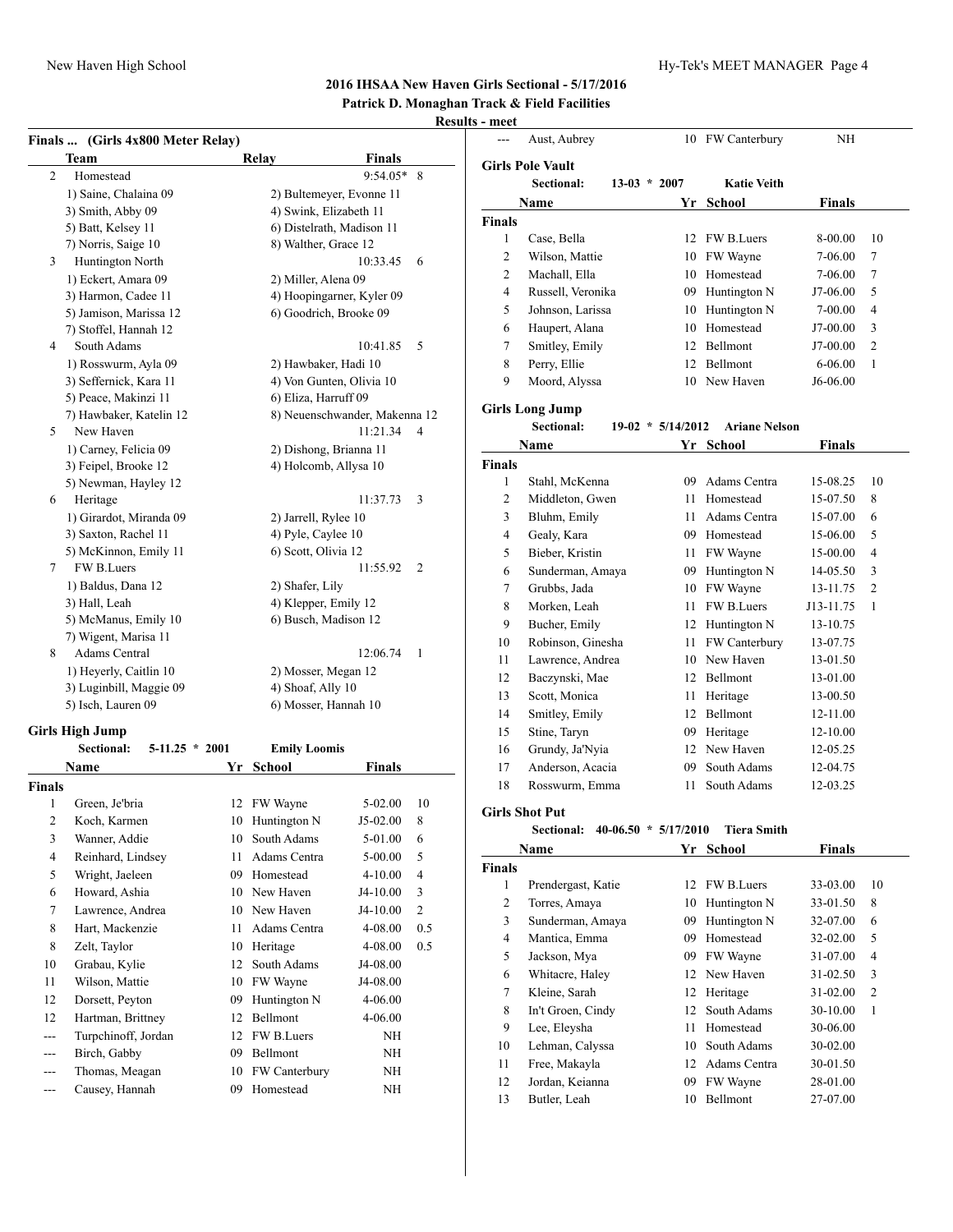## 2016 IHSAA New Haven Girls Sectional - 5/17/2016

**Patrick D. Monaghan Track & Field Facilities**

**Results - meet**

### Finals ... (Girls 4x800 Meter Relay)

| | Team | Relay | Finals | |
|---|---|---|---|---|
| 2 | Homestead | | 9:54.05* | 8 |
| | 1) Saine, Chalaina 09 | 2) Bultemeyer, Evonne 11 | | |
| | 3) Smith, Abby 09 | 4) Swink, Elizabeth 11 | | |
| | 5) Batt, Kelsey 11 | 6) Distelrath, Madison 11 | | |
| | 7) Norris, Saige 10 | 8) Walther, Grace 12 | | |
| 3 | Huntington North | | 10:33.45 | 6 |
| | 1) Eckert, Amara 09 | 2) Miller, Alena 09 | | |
| | 3) Harmon, Cadee 11 | 4) Hoopingarner, Kyler 09 | | |
| | 5) Jamison, Marissa 12 | 6) Goodrich, Brooke 09 | | |
| | 7) Stoffel, Hannah 12 | | | |
| 4 | South Adams | | 10:41.85 | 5 |
| | 1) Rosswurm, Ayla 09 | 2) Hawbaker, Hadi 10 | | |
| | 3) Seffernick, Kara 11 | 4) Von Gunten, Olivia 10 | | |
| | 5) Peace, Makinzi 11 | 6) Eliza, Harruff 09 | | |
| | 7) Hawbaker, Katelin 12 | 8) Neuenschwander, Makenna 12 | | |
| 5 | New Haven | | 11:21.34 | 4 |
| | 1) Carney, Felicia 09 | 2) Dishong, Brianna 11 | | |
| | 3) Feipel, Brooke 12 | 4) Holcomb, Allysa 10 | | |
| | 5) Newman, Hayley 12 | | | |
| 6 | Heritage | | 11:37.73 | 3 |
| | 1) Girardot, Miranda 09 | 2) Jarrell, Rylee 10 | | |
| | 3) Saxton, Rachel 11 | 4) Pyle, Caylee 10 | | |
| | 5) McKinnon, Emily 11 | 6) Scott, Olivia 12 | | |
| 7 | FW B.Luers | | 11:55.92 | 2 |
| | 1) Baldus, Dana 12 | 2) Shafer, Lily | | |
| | 3) Hall, Leah | 4) Klepper, Emily 12 | | |
| | 5) McManus, Emily 10 | 6) Busch, Madison 12 | | |
| | 7) Wigent, Marisa 11 | | | |
| 8 | Adams Central | | 12:06.74 | 1 |
| | 1) Heyerly, Caitlin 10 | 2) Mosser, Megan 12 | | |
| | 3) Luginbill, Maggie 09 | 4) Shoaf, Ally 10 | | |
| | 5) Isch, Lauren 09 | 6) Mosser, Hannah 10 | | |

### Girls High Jump

**Sectional: 5-11.25 * 2001 Emily Loomis**

| | Name | Yr | School | Finals | |
|---|---|---|---|---|---|
| **Finals** | | | | | |
| 1 | Green, Je'bria | 12 | FW Wayne | 5-02.00 | 10 |
| 2 | Koch, Karmen | 10 | Huntington N | J5-02.00 | 8 |
| 3 | Wanner, Addie | 10 | South Adams | 5-01.00 | 6 |
| 4 | Reinhard, Lindsey | 11 | Adams Centra | 5-00.00 | 5 |
| 5 | Wright, Jaeleen | 09 | Homestead | 4-10.00 | 4 |
| 6 | Howard, Ashia | 10 | New Haven | J4-10.00 | 3 |
| 7 | Lawrence, Andrea | 10 | New Haven | J4-10.00 | 2 |
| 8 | Hart, Mackenzie | 11 | Adams Centra | 4-08.00 | 0.5 |
| 8 | Zelt, Taylor | 10 | Heritage | 4-08.00 | 0.5 |
| 10 | Grabau, Kylie | 12 | South Adams | J4-08.00 | |
| 11 | Wilson, Mattie | 10 | FW Wayne | J4-08.00 | |
| 12 | Dorsett, Peyton | 09 | Huntington N | 4-06.00 | |
| 12 | Hartman, Brittney | 12 | Bellmont | 4-06.00 | |
| --- | Turpchinoff, Jordan | 12 | FW B.Luers | NH | |
| --- | Birch, Gabby | 09 | Bellmont | NH | |
| --- | Thomas, Meagan | 10 | FW Canterbury | NH | |
| --- | Causey, Hannah | 09 | Homestead | NH | |
| --- | Aust, Aubrey | 10 | FW Canterbury | NH | |

### Girls Pole Vault

**Sectional: 13-03 * 2007 Katie Veith**

| | Name | Yr | School | Finals | |
|---|---|---|---|---|---|
| **Finals** | | | | | |
| 1 | Case, Bella | 12 | FW B.Luers | 8-00.00 | 10 |
| 2 | Wilson, Mattie | 10 | FW Wayne | 7-06.00 | 7 |
| 2 | Machall, Ella | 10 | Homestead | 7-06.00 | 7 |
| 4 | Russell, Veronika | 09 | Huntington N | J7-06.00 | 5 |
| 5 | Johnson, Larissa | 10 | Huntington N | 7-00.00 | 4 |
| 6 | Haupert, Alana | 10 | Homestead | J7-00.00 | 3 |
| 7 | Smitley, Emily | 12 | Bellmont | J7-00.00 | 2 |
| 8 | Perry, Ellie | 12 | Bellmont | 6-06.00 | 1 |
| 9 | Moord, Alyssa | 10 | New Haven | J6-06.00 | |

### Girls Long Jump

**Sectional: 19-02 * 5/14/2012 Ariane Nelson**

| | Name | Yr | School | Finals | |
|---|---|---|---|---|---|
| **Finals** | | | | | |
| 1 | Stahl, McKenna | 09 | Adams Centra | 15-08.25 | 10 |
| 2 | Middleton, Gwen | 11 | Homestead | 15-07.50 | 8 |
| 3 | Bluhm, Emily | 11 | Adams Centra | 15-07.00 | 6 |
| 4 | Gealy, Kara | 09 | Homestead | 15-06.00 | 5 |
| 5 | Bieber, Kristin | 11 | FW Wayne | 15-00.00 | 4 |
| 6 | Sunderman, Amaya | 09 | Huntington N | 14-05.50 | 3 |
| 7 | Grubbs, Jada | 10 | FW Wayne | 13-11.75 | 2 |
| 8 | Morken, Leah | 11 | FW B.Luers | J13-11.75 | 1 |
| 9 | Bucher, Emily | 12 | Huntington N | 13-10.75 | |
| 10 | Robinson, Ginesha | 11 | FW Canterbury | 13-07.75 | |
| 11 | Lawrence, Andrea | 10 | New Haven | 13-01.50 | |
| 12 | Baczynski, Mae | 12 | Bellmont | 13-01.00 | |
| 13 | Scott, Monica | 11 | Heritage | 13-00.50 | |
| 14 | Smitley, Emily | 12 | Bellmont | 12-11.00 | |
| 15 | Stine, Taryn | 09 | Heritage | 12-10.00 | |
| 16 | Grundy, Ja'Nyia | 12 | New Haven | 12-05.25 | |
| 17 | Anderson, Acacia | 09 | South Adams | 12-04.75 | |
| 18 | Rosswurm, Emma | 11 | South Adams | 12-03.25 | |

### Girls Shot Put

**Sectional: 40-06.50 * 5/17/2010 Tiera Smith**

| | Name | Yr | School | Finals | |
|---|---|---|---|---|---|
| **Finals** | | | | | |
| 1 | Prendergast, Katie | 12 | FW B.Luers | 33-03.00 | 10 |
| 2 | Torres, Amaya | 10 | Huntington N | 33-01.50 | 8 |
| 3 | Sunderman, Amaya | 09 | Huntington N | 32-07.00 | 6 |
| 4 | Mantica, Emma | 09 | Homestead | 32-02.00 | 5 |
| 5 | Jackson, Mya | 09 | FW Wayne | 31-07.00 | 4 |
| 6 | Whitacre, Haley | 12 | New Haven | 31-02.50 | 3 |
| 7 | Kleine, Sarah | 12 | Heritage | 31-02.00 | 2 |
| 8 | In't Groen, Cindy | 12 | South Adams | 30-10.00 | 1 |
| 9 | Lee, Eleysha | 11 | Homestead | 30-06.00 | |
| 10 | Lehman, Calyssa | 10 | South Adams | 30-02.00 | |
| 11 | Free, Makayla | 12 | Adams Centra | 30-01.50 | |
| 12 | Jordan, Keianna | 09 | FW Wayne | 28-01.00 | |
| 13 | Butler, Leah | 10 | Bellmont | 27-07.00 | |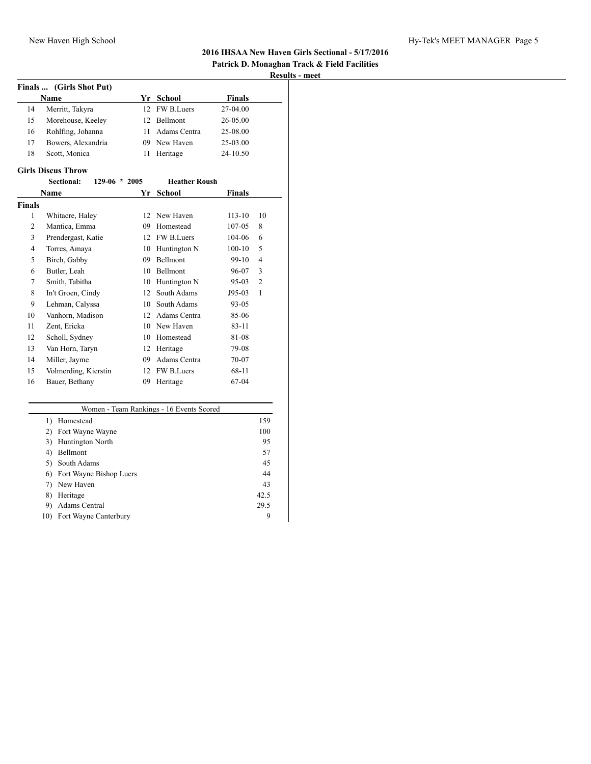## 2016 IHSAA New Haven Girls Sectional - 5/17/2016

**Patrick D. Monaghan Track & Field Facilities**

**Results - meet**

### Finals ... (Girls Shot Put)

| | Name | Yr | School | Finals |
|---|---|---|---|---|
| 14 | Merritt, Takyra | 12 | FW B.Luers | 27-04.00 |
| 15 | Morehouse, Keeley | 12 | Bellmont | 26-05.00 |
| 16 | Rohlfing, Johanna | 11 | Adams Centra | 25-08.00 |
| 17 | Bowers, Alexandria | 09 | New Haven | 25-03.00 |
| 18 | Scott, Monica | 11 | Heritage | 24-10.50 |

### Girls Discus Throw

**Sectional:** 129-06 * 2005 **Heather Roush**

| | Name | Yr | School | Finals | |
|---|---|---|---|---|---|
| **Finals** | | | | | |
| 1 | Whitacre, Haley | 12 | New Haven | 113-10 | 10 |
| 2 | Mantica, Emma | 09 | Homestead | 107-05 | 8 |
| 3 | Prendergast, Katie | 12 | FW B.Luers | 104-06 | 6 |
| 4 | Torres, Amaya | 10 | Huntington N | 100-10 | 5 |
| 5 | Birch, Gabby | 09 | Bellmont | 99-10 | 4 |
| 6 | Butler, Leah | 10 | Bellmont | 96-07 | 3 |
| 7 | Smith, Tabitha | 10 | Huntington N | 95-03 | 2 |
| 8 | In't Groen, Cindy | 12 | South Adams | J95-03 | 1 |
| 9 | Lehman, Calyssa | 10 | South Adams | 93-05 | |
| 10 | Vanhorn, Madison | 12 | Adams Centra | 85-06 | |
| 11 | Zent, Ericka | 10 | New Haven | 83-11 | |
| 12 | Scholl, Sydney | 10 | Homestead | 81-08 | |
| 13 | Van Horn, Taryn | 12 | Heritage | 79-08 | |
| 14 | Miller, Jayme | 09 | Adams Centra | 70-07 | |
| 15 | Volmerding, Kierstin | 12 | FW B.Luers | 68-11 | |
| 16 | Bauer, Bethany | 09 | Heritage | 67-04 | |

### Women - Team Rankings - 16 Events Scored

| | Team | Points |
|---|---|---|
| 1) | Homestead | 159 |
| 2) | Fort Wayne Wayne | 100 |
| 3) | Huntington North | 95 |
| 4) | Bellmont | 57 |
| 5) | South Adams | 45 |
| 6) | Fort Wayne Bishop Luers | 44 |
| 7) | New Haven | 43 |
| 8) | Heritage | 42.5 |
| 9) | Adams Central | 29.5 |
| 10) | Fort Wayne Canterbury | 9 |